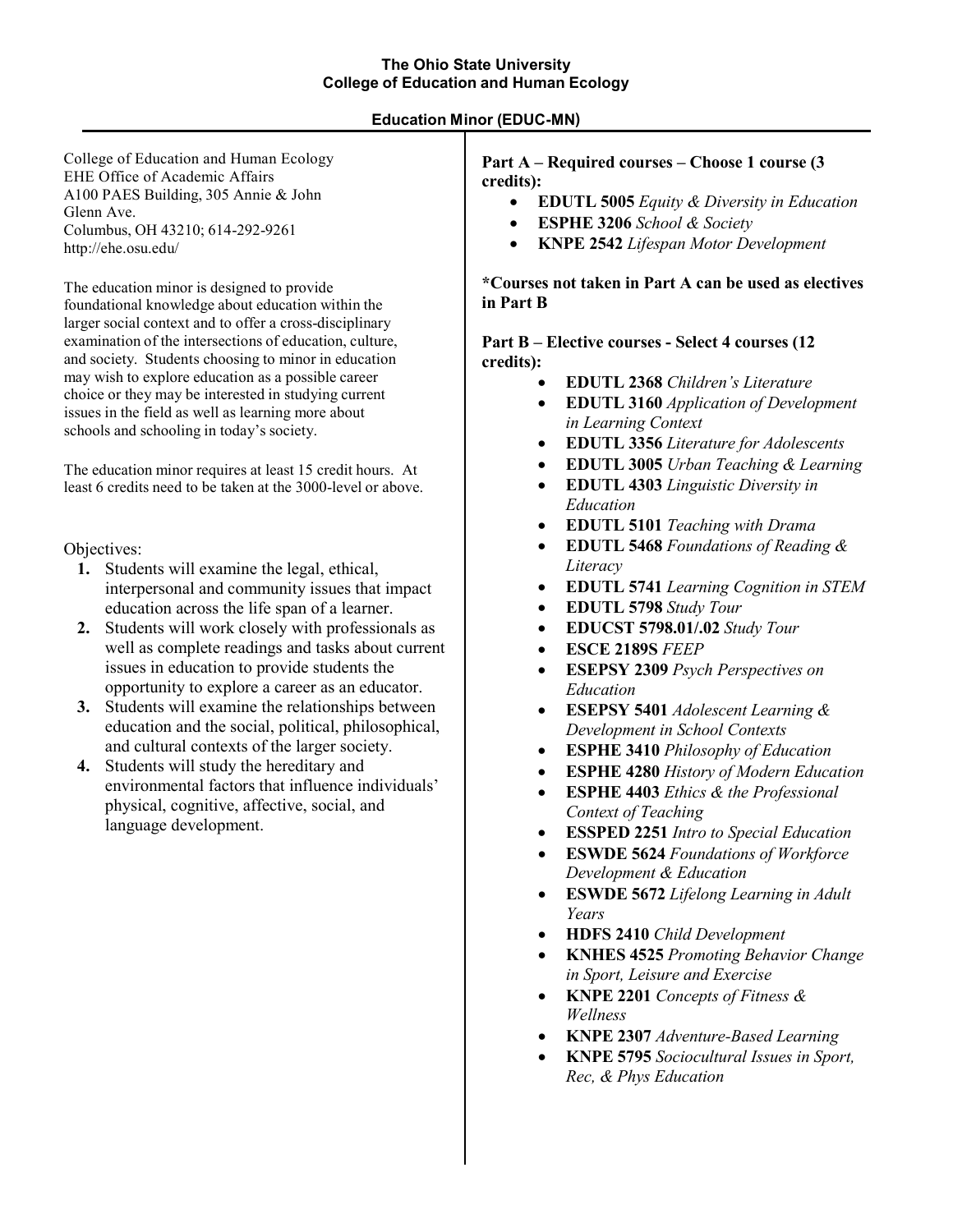**The Ohio State University**
**College of Education and Human Ecology**

## Education Minor (EDUC-MN)

College of Education and Human Ecology
EHE Office of Academic Affairs
A100 PAES Building, 305 Annie & John Glenn Ave.
Columbus, OH 43210; 614-292-9261
http://ehe.osu.edu/

The education minor is designed to provide foundational knowledge about education within the larger social context and to offer a cross-disciplinary examination of the intersections of education, culture, and society. Students choosing to minor in education may wish to explore education as a possible career choice or they may be interested in studying current issues in the field as well as learning more about schools and schooling in today's society.

The education minor requires at least 15 credit hours. At least 6 credits need to be taken at the 3000-level or above.

Objectives:

1. Students will examine the legal, ethical, interpersonal and community issues that impact education across the life span of a learner.
2. Students will work closely with professionals as well as complete readings and tasks about current issues in education to provide students the opportunity to explore a career as an educator.
3. Students will examine the relationships between education and the social, political, philosophical, and cultural contexts of the larger society.
4. Students will study the hereditary and environmental factors that influence individuals' physical, cognitive, affective, social, and language development.

**Part A – Required courses – Choose 1 course (3 credits):**

- **EDUTL 5005** *Equity & Diversity in Education*
- **ESPHE 3206** *School & Society*
- **KNPE 2542** *Lifespan Motor Development*

**\*Courses not taken in Part A can be used as electives in Part B**

**Part B – Elective courses - Select 4 courses (12 credits):**

- **EDUTL 2368** *Children's Literature*
- **EDUTL 3160** *Application of Development in Learning Context*
- **EDUTL 3356** *Literature for Adolescents*
- **EDUTL 3005** *Urban Teaching & Learning*
- **EDUTL 4303** *Linguistic Diversity in Education*
- **EDUTL 5101** *Teaching with Drama*
- **EDUTL 5468** *Foundations of Reading & Literacy*
- **EDUTL 5741** *Learning Cognition in STEM*
- **EDUTL 5798** *Study Tour*
- **EDUCST 5798.01/.02** *Study Tour*
- **ESCE 2189S** *FEEP*
- **ESEPSY 2309** *Psych Perspectives on Education*
- **ESEPSY 5401** *Adolescent Learning & Development in School Contexts*
- **ESPHE 3410** *Philosophy of Education*
- **ESPHE 4280** *History of Modern Education*
- **ESPHE 4403** *Ethics & the Professional Context of Teaching*
- **ESSPED 2251** *Intro to Special Education*
- **ESWDE 5624** *Foundations of Workforce Development & Education*
- **ESWDE 5672** *Lifelong Learning in Adult Years*
- **HDFS 2410** *Child Development*
- **KNHES 4525** *Promoting Behavior Change in Sport, Leisure and Exercise*
- **KNPE 2201** *Concepts of Fitness & Wellness*
- **KNPE 2307** *Adventure-Based Learning*
- **KNPE 5795** *Sociocultural Issues in Sport, Rec, & Phys Education*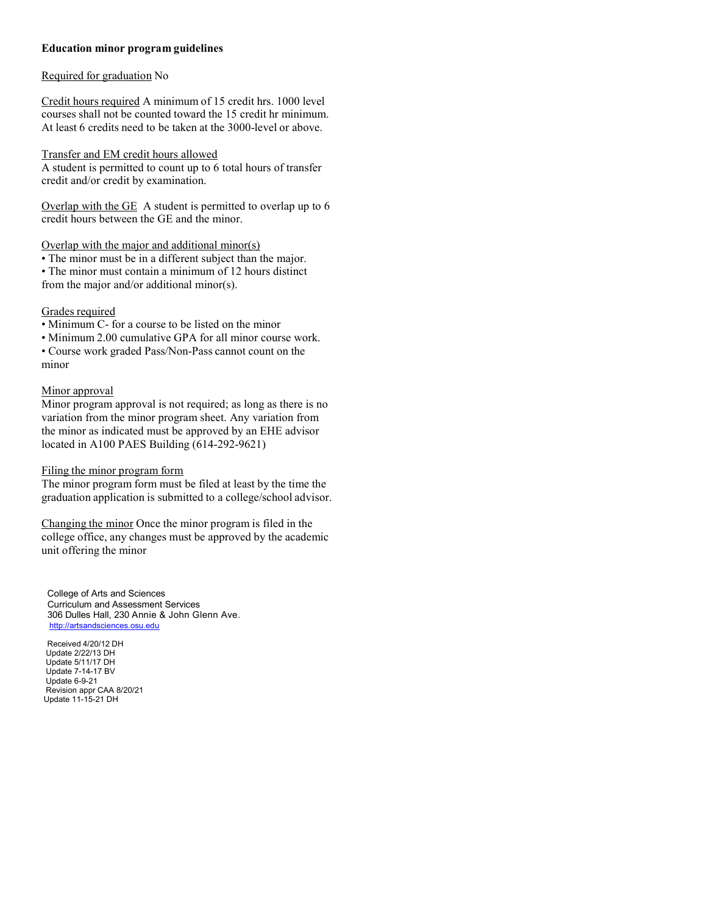**Education minor program guidelines**

Required for graduation No

Credit hours required A minimum of 15 credit hrs. 1000 level courses shall not be counted toward the 15 credit hr minimum. At least 6 credits need to be taken at the 3000-level or above.

Transfer and EM credit hours allowed
A student is permitted to count up to 6 total hours of transfer credit and/or credit by examination.

Overlap with the GE A student is permitted to overlap up to 6 credit hours between the GE and the minor.

Overlap with the major and additional minor(s)
- The minor must be in a different subject than the major.
- The minor must contain a minimum of 12 hours distinct from the major and/or additional minor(s).

Grades required
- Minimum C- for a course to be listed on the minor
- Minimum 2.00 cumulative GPA for all minor course work.
- Course work graded Pass/Non-Pass cannot count on the minor

Minor approval
Minor program approval is not required; as long as there is no variation from the minor program sheet. Any variation from the minor as indicated must be approved by an EHE advisor located in A100 PAES Building (614-292-9621)

Filing the minor program form
The minor program form must be filed at least by the time the graduation application is submitted to a college/school advisor.

Changing the minor Once the minor program is filed in the college office, any changes must be approved by the academic unit offering the minor

College of Arts and Sciences
Curriculum and Assessment Services
306 Dulles Hall, 230 Annie & John Glenn Ave.
http://artsandsciences.osu.edu

Received 4/20/12 DH
Update 2/22/13 DH
Update 5/11/17 DH
Update 7-14-17 BV
Update 6-9-21
Revision appr CAA 8/20/21
Update 11-15-21 DH